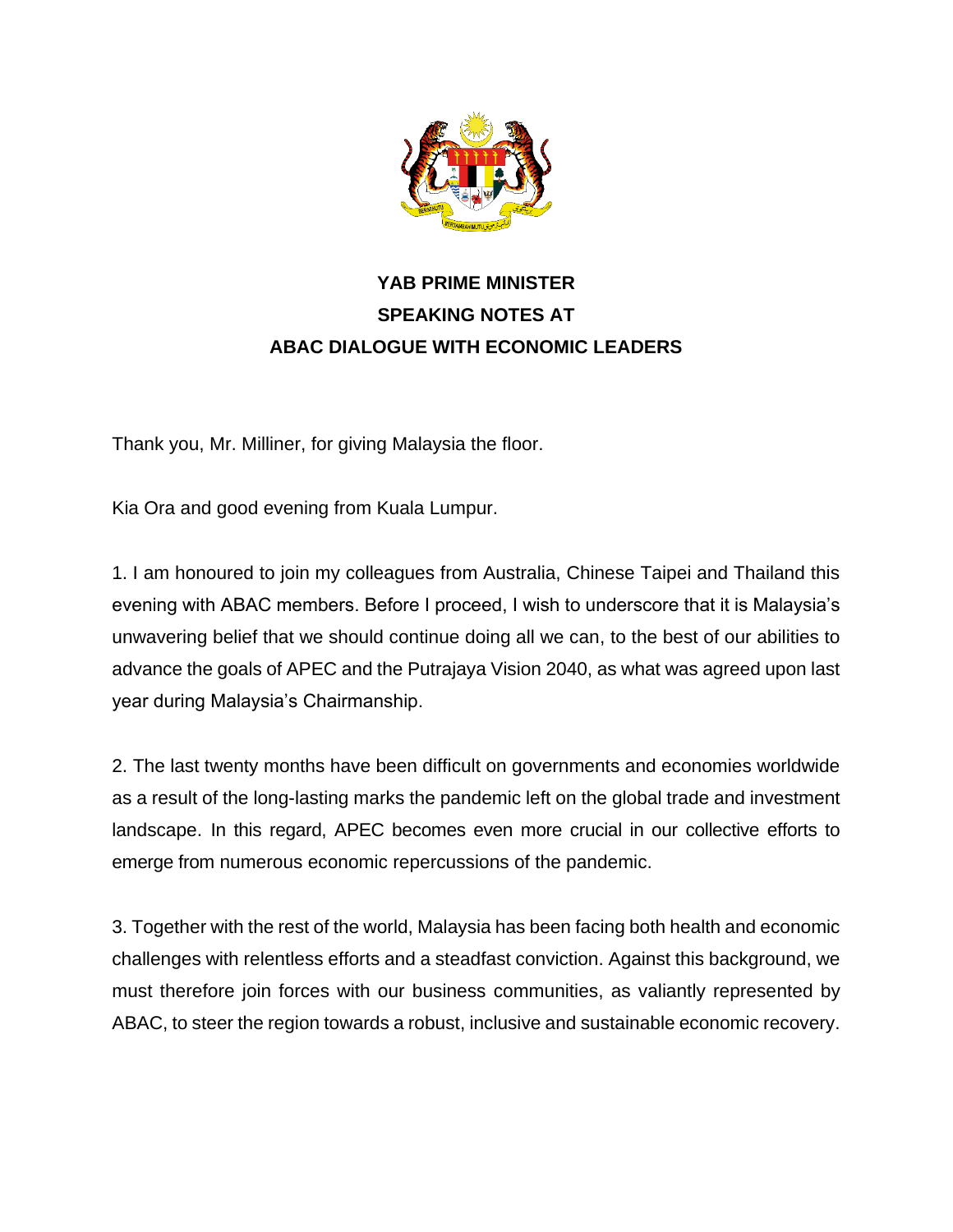**YAB PRIME MINISTER**
**SPEAKING NOTES AT**
**ABAC DIALOGUE WITH ECONOMIC LEADERS**

Thank you, Mr. Milliner, for giving Malaysia the floor.

Kia Ora and good evening from Kuala Lumpur.

1. I am honoured to join my colleagues from Australia, Chinese Taipei and Thailand this evening with ABAC members. Before I proceed, I wish to underscore that it is Malaysia's unwavering belief that we should continue doing all we can, to the best of our abilities to advance the goals of APEC and the Putrajaya Vision 2040, as what was agreed upon last year during Malaysia's Chairmanship.

2. The last twenty months have been difficult on governments and economies worldwide as a result of the long-lasting marks the pandemic left on the global trade and investment landscape. In this regard, APEC becomes even more crucial in our collective efforts to emerge from numerous economic repercussions of the pandemic.

3. Together with the rest of the world, Malaysia has been facing both health and economic challenges with relentless efforts and a steadfast conviction. Against this background, we must therefore join forces with our business communities, as valiantly represented by ABAC, to steer the region towards a robust, inclusive and sustainable economic recovery.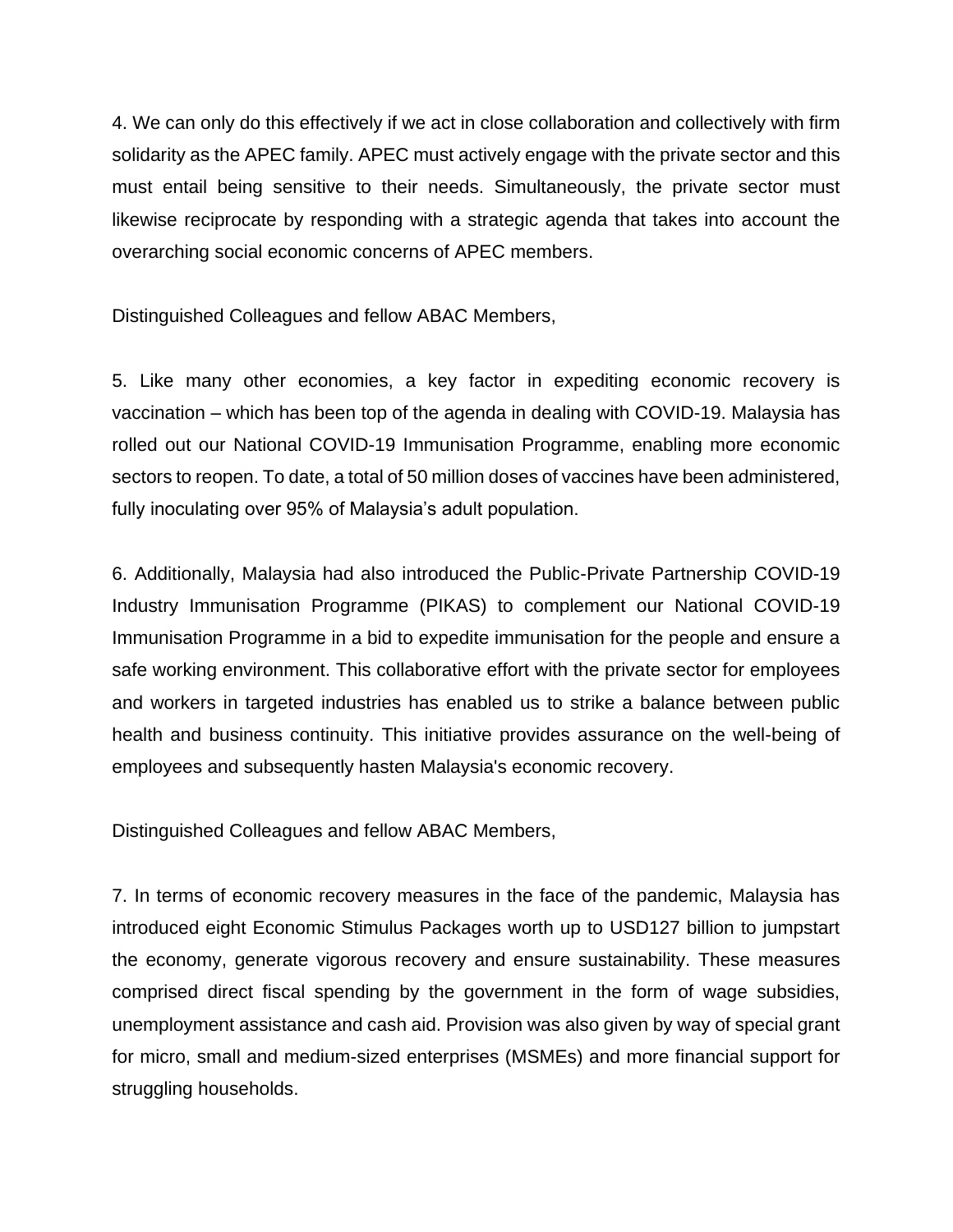4. We can only do this effectively if we act in close collaboration and collectively with firm solidarity as the APEC family. APEC must actively engage with the private sector and this must entail being sensitive to their needs. Simultaneously, the private sector must likewise reciprocate by responding with a strategic agenda that takes into account the overarching social economic concerns of APEC members.

Distinguished Colleagues and fellow ABAC Members,

5. Like many other economies, a key factor in expediting economic recovery is vaccination – which has been top of the agenda in dealing with COVID-19. Malaysia has rolled out our National COVID-19 Immunisation Programme, enabling more economic sectors to reopen. To date, a total of 50 million doses of vaccines have been administered, fully inoculating over 95% of Malaysia's adult population.

6. Additionally, Malaysia had also introduced the Public-Private Partnership COVID-19 Industry Immunisation Programme (PIKAS) to complement our National COVID-19 Immunisation Programme in a bid to expedite immunisation for the people and ensure a safe working environment. This collaborative effort with the private sector for employees and workers in targeted industries has enabled us to strike a balance between public health and business continuity. This initiative provides assurance on the well-being of employees and subsequently hasten Malaysia's economic recovery.

Distinguished Colleagues and fellow ABAC Members,

7. In terms of economic recovery measures in the face of the pandemic, Malaysia has introduced eight Economic Stimulus Packages worth up to USD127 billion to jumpstart the economy, generate vigorous recovery and ensure sustainability. These measures comprised direct fiscal spending by the government in the form of wage subsidies, unemployment assistance and cash aid. Provision was also given by way of special grant for micro, small and medium-sized enterprises (MSMEs) and more financial support for struggling households.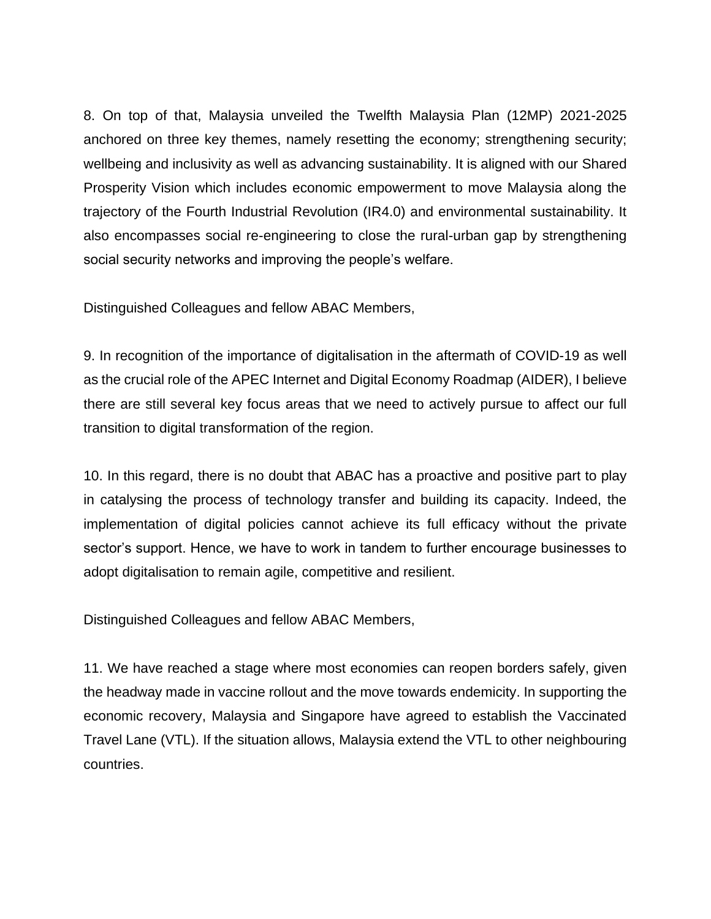8. On top of that, Malaysia unveiled the Twelfth Malaysia Plan (12MP) 2021-2025 anchored on three key themes, namely resetting the economy; strengthening security; wellbeing and inclusivity as well as advancing sustainability. It is aligned with our Shared Prosperity Vision which includes economic empowerment to move Malaysia along the trajectory of the Fourth Industrial Revolution (IR4.0) and environmental sustainability. It also encompasses social re-engineering to close the rural-urban gap by strengthening social security networks and improving the people's welfare.

Distinguished Colleagues and fellow ABAC Members,

9. In recognition of the importance of digitalisation in the aftermath of COVID-19 as well as the crucial role of the APEC Internet and Digital Economy Roadmap (AIDER), I believe there are still several key focus areas that we need to actively pursue to affect our full transition to digital transformation of the region.

10. In this regard, there is no doubt that ABAC has a proactive and positive part to play in catalysing the process of technology transfer and building its capacity. Indeed, the implementation of digital policies cannot achieve its full efficacy without the private sector's support. Hence, we have to work in tandem to further encourage businesses to adopt digitalisation to remain agile, competitive and resilient.

Distinguished Colleagues and fellow ABAC Members,

11. We have reached a stage where most economies can reopen borders safely, given the headway made in vaccine rollout and the move towards endemicity. In supporting the economic recovery, Malaysia and Singapore have agreed to establish the Vaccinated Travel Lane (VTL). If the situation allows, Malaysia extend the VTL to other neighbouring countries.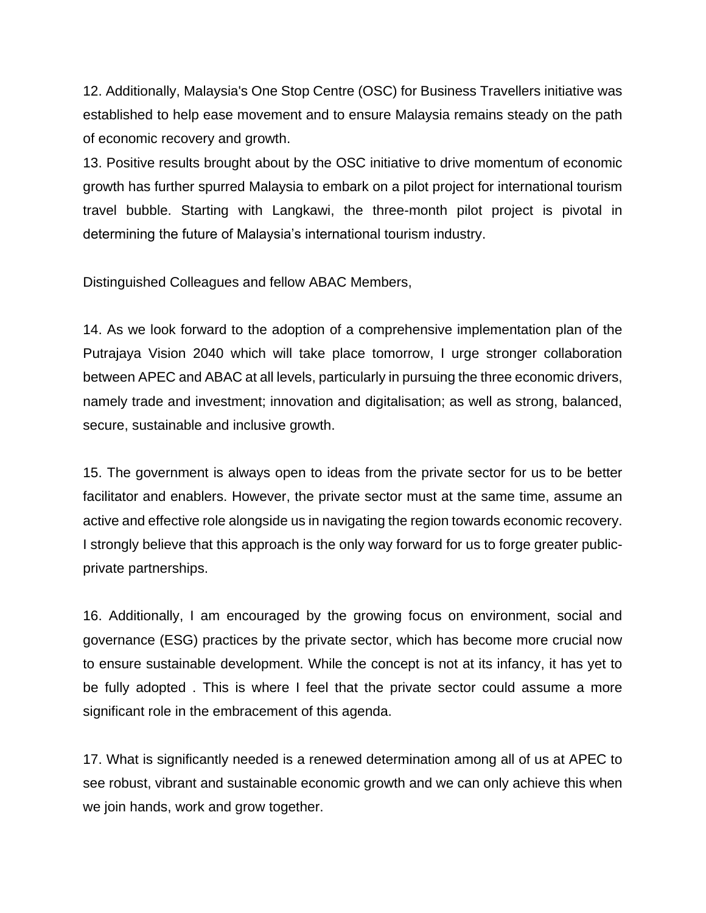12. Additionally, Malaysia's One Stop Centre (OSC) for Business Travellers initiative was established to help ease movement and to ensure Malaysia remains steady on the path of economic recovery and growth.

13. Positive results brought about by the OSC initiative to drive momentum of economic growth has further spurred Malaysia to embark on a pilot project for international tourism travel bubble. Starting with Langkawi, the three-month pilot project is pivotal in determining the future of Malaysia's international tourism industry.

Distinguished Colleagues and fellow ABAC Members,

14. As we look forward to the adoption of a comprehensive implementation plan of the Putrajaya Vision 2040 which will take place tomorrow, I urge stronger collaboration between APEC and ABAC at all levels, particularly in pursuing the three economic drivers, namely trade and investment; innovation and digitalisation; as well as strong, balanced, secure, sustainable and inclusive growth.

15. The government is always open to ideas from the private sector for us to be better facilitator and enablers. However, the private sector must at the same time, assume an active and effective role alongside us in navigating the region towards economic recovery. I strongly believe that this approach is the only way forward for us to forge greater public-private partnerships.

16. Additionally, I am encouraged by the growing focus on environment, social and governance (ESG) practices by the private sector, which has become more crucial now to ensure sustainable development. While the concept is not at its infancy, it has yet to be fully adopted . This is where I feel that the private sector could assume a more significant role in the embracement of this agenda.

17. What is significantly needed is a renewed determination among all of us at APEC to see robust, vibrant and sustainable economic growth and we can only achieve this when we join hands, work and grow together.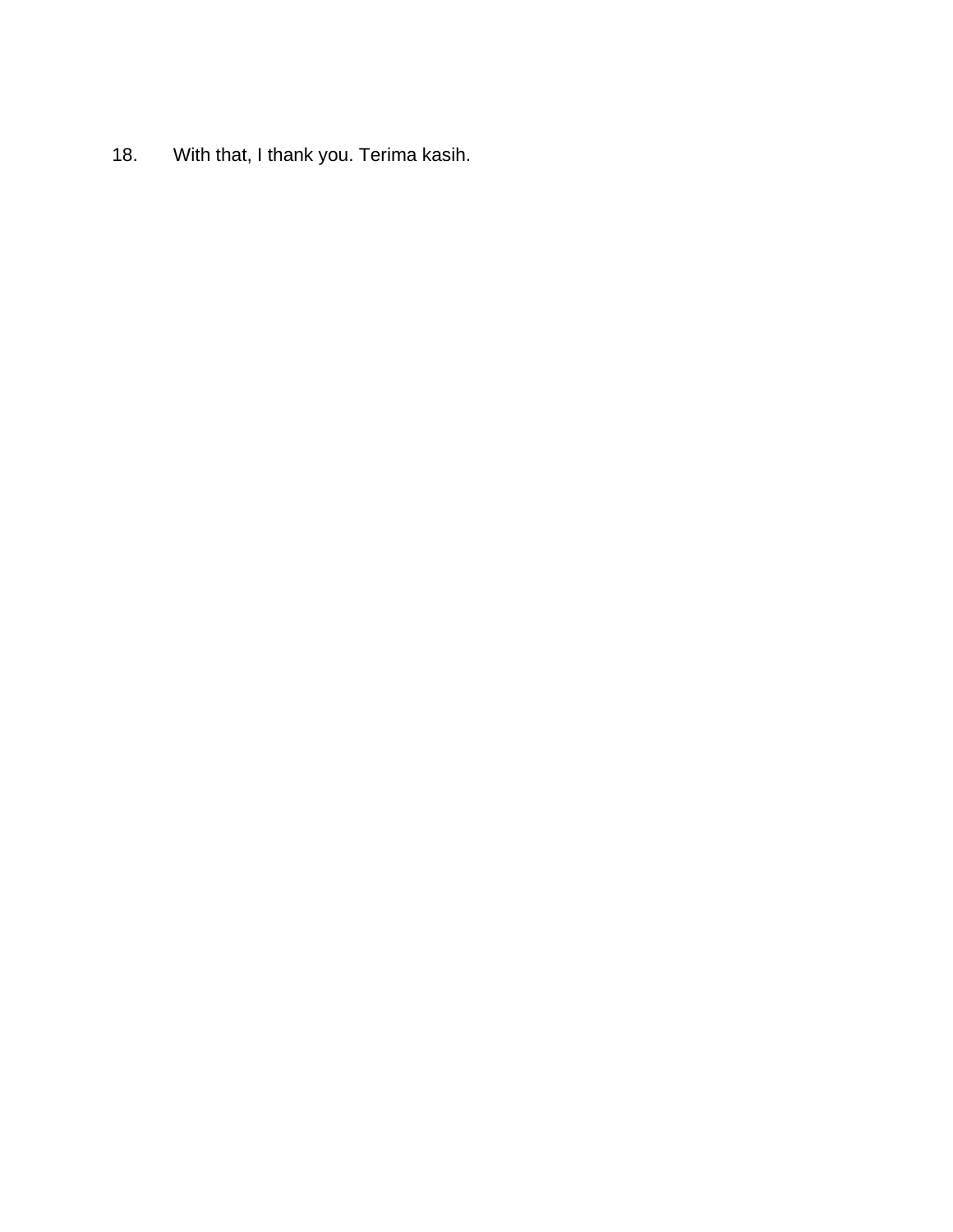18. With that, I thank you. Terima kasih.